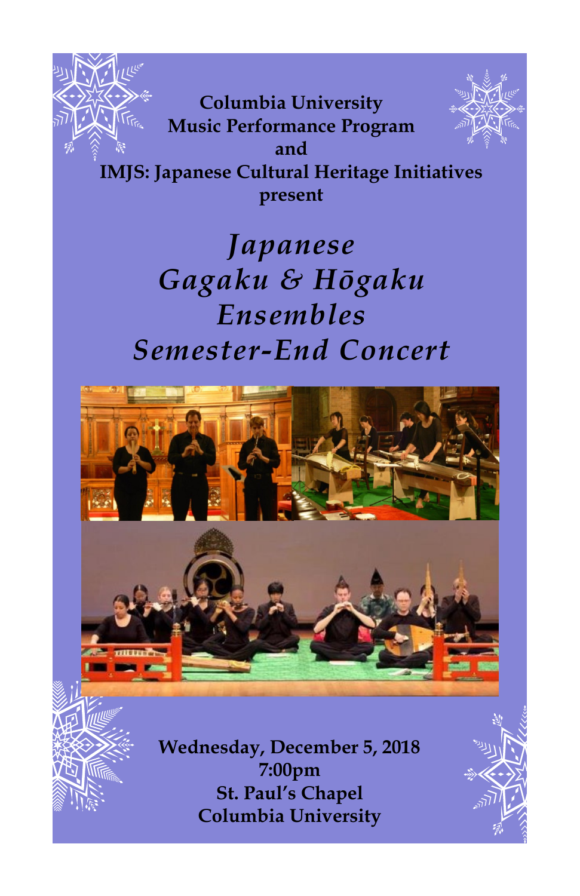**Columbia University**
**Music Performance Program**
**and**
**IMJS: Japanese Cultural Heritage Initiatives**
**present**

# *Japanese Gagaku & Hōgaku Ensembles Semester-End Concert*

**Wednesday, December 5, 2018**
**7:00pm**
**St. Paul's Chapel**
**Columbia University**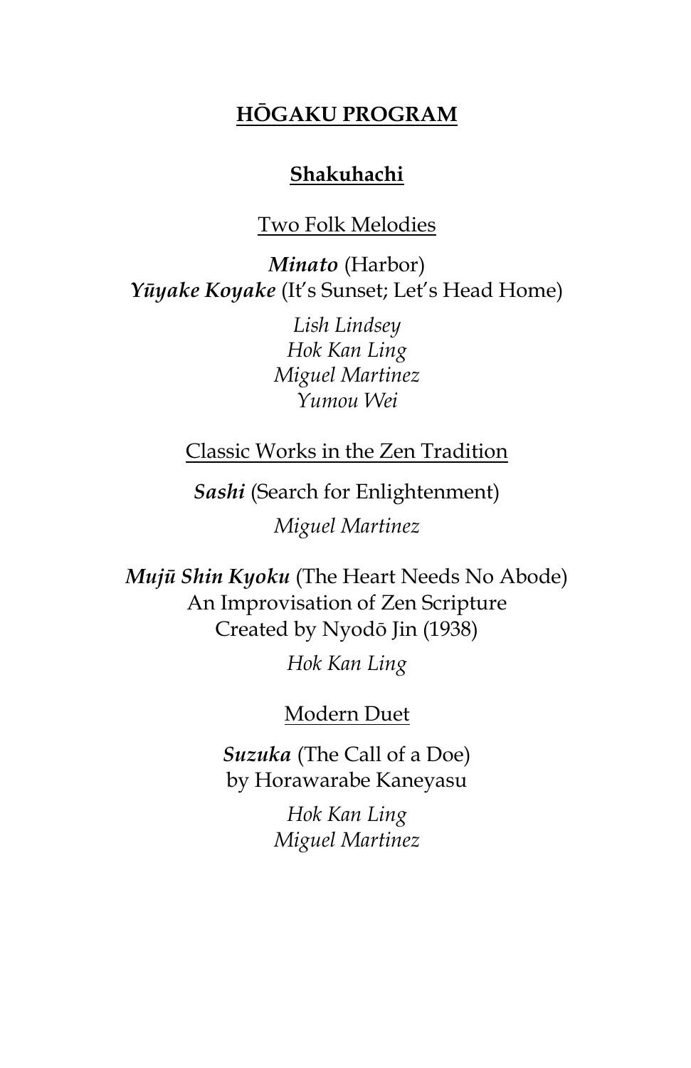# HŌGAKU PROGRAM

## Shakuhachi

### Two Folk Melodies

***Minato*** (Harbor)
***Yūyake Koyake*** (It's Sunset; Let's Head Home)

*Lish Lindsey*
*Hok Kan Ling*
*Miguel Martinez*
*Yumou Wei*

### Classic Works in the Zen Tradition

***Sashi*** (Search for Enlightenment)

*Miguel Martinez*

***Mujū Shin Kyoku*** (The Heart Needs No Abode)
An Improvisation of Zen Scripture
Created by Nyodō Jin (1938)

*Hok Kan Ling*

### Modern Duet

***Suzuka*** (The Call of a Doe)
by Horawarabe Kaneyasu

*Hok Kan Ling*
*Miguel Martinez*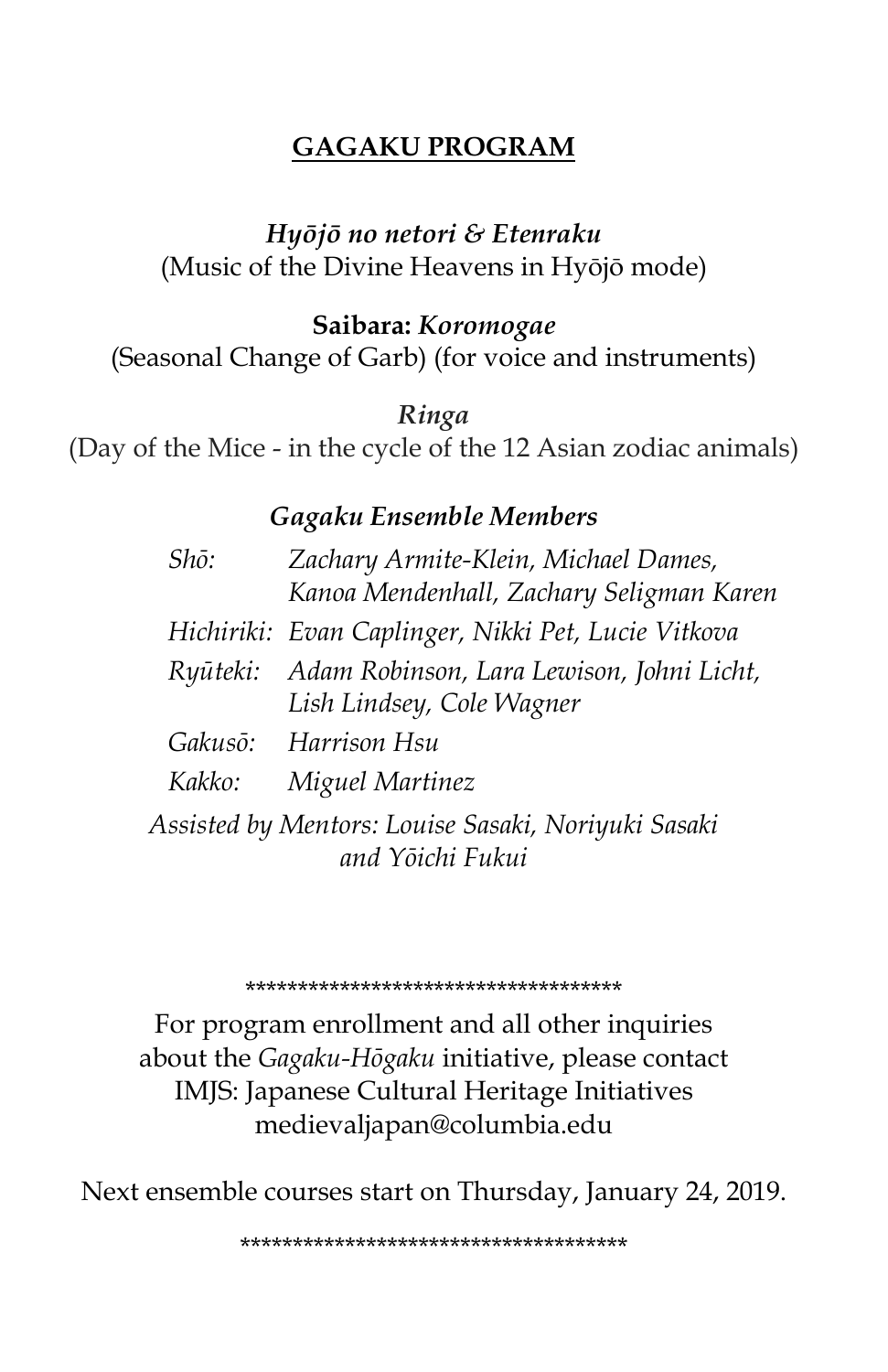## GAGAKU PROGRAM

***Hyōjō no netori & Etenraku***
(Music of the Divine Heavens in Hyōjō mode)

**Saibara: *Koromogae***
(Seasonal Change of Garb) (for voice and instruments)

***Ringa***
(Day of the Mice - in the cycle of the 12 Asian zodiac animals)

### *Gagaku Ensemble Members*

*Shō:* *Zachary Armite-Klein, Michael Dames, Kanoa Mendenhall, Zachary Seligman Karen*

*Hichiriki:* *Evan Caplinger, Nikki Pet, Lucie Vitkova*

*Ryūteki:* *Adam Robinson, Lara Lewison, Johni Licht, Lish Lindsey, Cole Wagner*

*Gakusō:* *Harrison Hsu*

*Kakko:* *Miguel Martinez*

*Assisted by Mentors: Louise Sasaki, Noriyuki Sasaki and Yōichi Fukui*

************************************

For program enrollment and all other inquiries about the *Gagaku-Hōgaku* initiative, please contact IMJS: Japanese Cultural Heritage Initiatives medievaljapan@columbia.edu

Next ensemble courses start on Thursday, January 24, 2019.

************************************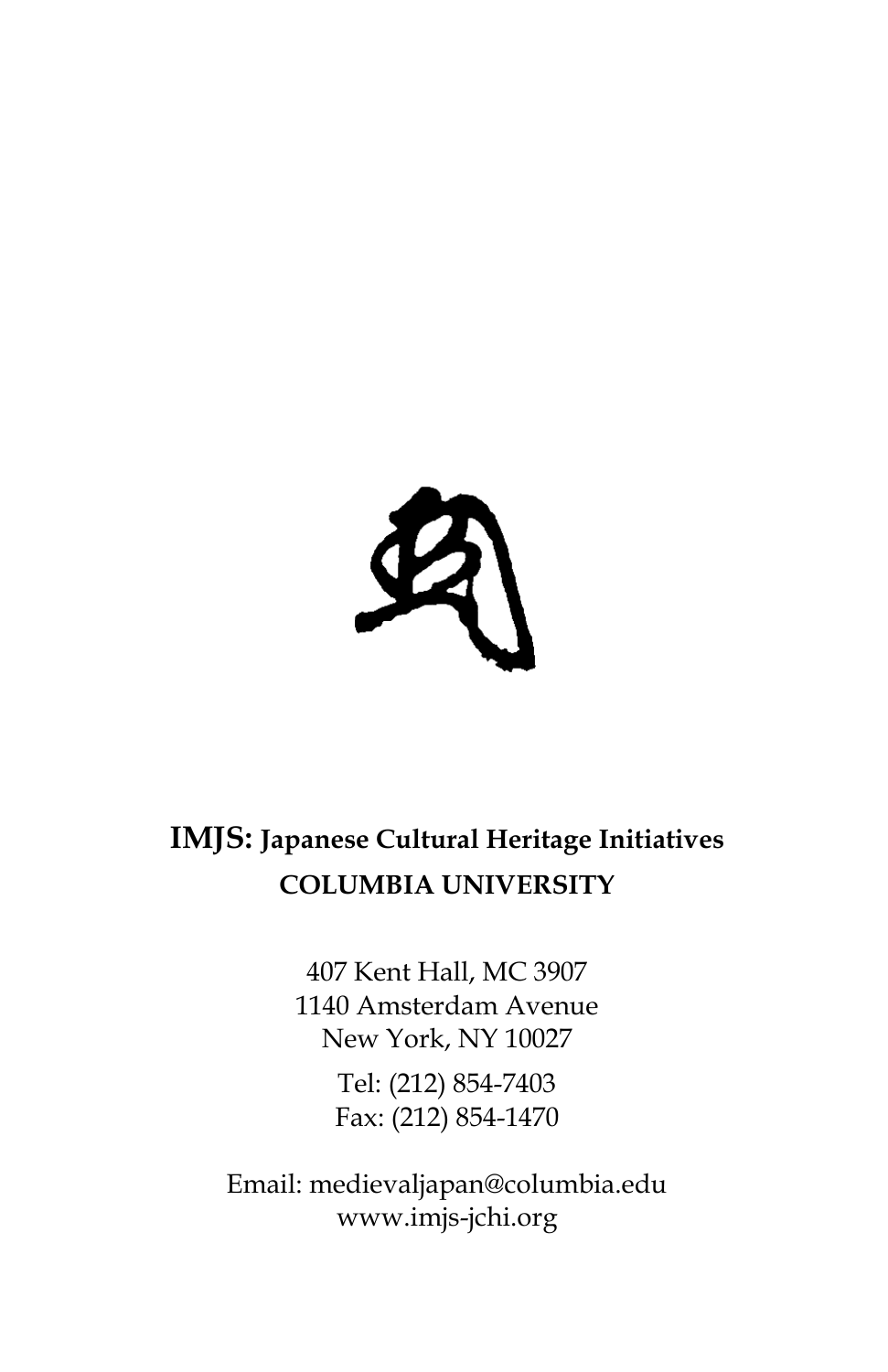**IMJS: Japanese Cultural Heritage Initiatives**

**COLUMBIA UNIVERSITY**

407 Kent Hall, MC 3907
1140 Amsterdam Avenue
New York, NY 10027

Tel: (212) 854-7403
Fax: (212) 854-1470

Email: medievaljapan@columbia.edu
www.imjs-jchi.org